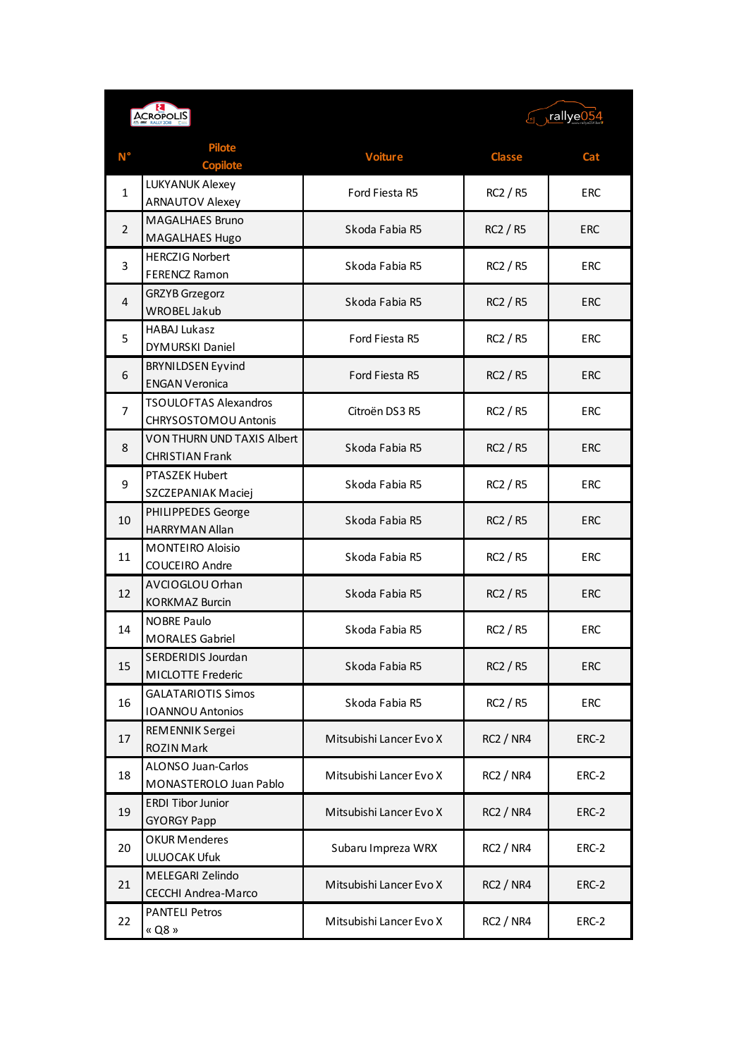| N° | Pilote<br>Copilote | Voiture | Classe | Cat |
|---|---|---|---|---|
| 1 | LUKYANUK Alexey<br>ARNAUTOV Alexey | Ford Fiesta R5 | RC2 / R5 | ERC |
| 2 | MAGALHAES Bruno<br>MAGALHAES Hugo | Skoda Fabia R5 | RC2 / R5 | ERC |
| 3 | HERCZIG Norbert<br>FERENCZ Ramon | Skoda Fabia R5 | RC2 / R5 | ERC |
| 4 | GRZYB Grzegorz<br>WROBEL Jakub | Skoda Fabia R5 | RC2 / R5 | ERC |
| 5 | HABAJ Lukasz<br>DYMURSKI Daniel | Ford Fiesta R5 | RC2 / R5 | ERC |
| 6 | BRYNILDSEN Eyvind<br>ENGAN Veronica | Ford Fiesta R5 | RC2 / R5 | ERC |
| 7 | TSOULOFTAS Alexandros<br>CHRYSOSTOMOU Antonis | Citroën DS3 R5 | RC2 / R5 | ERC |
| 8 | VON THURN UND TAXIS Albert<br>CHRISTIAN Frank | Skoda Fabia R5 | RC2 / R5 | ERC |
| 9 | PTASZEK Hubert<br>SZCZEPANIAK Maciej | Skoda Fabia R5 | RC2 / R5 | ERC |
| 10 | PHILIPPEDES George<br>HARRYMAN Allan | Skoda Fabia R5 | RC2 / R5 | ERC |
| 11 | MONTEIRO Aloisio<br>COUCEIRO Andre | Skoda Fabia R5 | RC2 / R5 | ERC |
| 12 | AVCIOGLOU Orhan<br>KORKMAZ Burcin | Skoda Fabia R5 | RC2 / R5 | ERC |
| 14 | NOBRE Paulo<br>MORALES Gabriel | Skoda Fabia R5 | RC2 / R5 | ERC |
| 15 | SERDERIDIS Jourdan<br>MICLOTTE Frederic | Skoda Fabia R5 | RC2 / R5 | ERC |
| 16 | GALATARIOTIS Simos<br>IOANNOU Antonios | Skoda Fabia R5 | RC2 / R5 | ERC |
| 17 | REMENNIK Sergei<br>ROZIN Mark | Mitsubishi Lancer Evo X | RC2 / NR4 | ERC-2 |
| 18 | ALONSO Juan-Carlos<br>MONASTEROLO Juan Pablo | Mitsubishi Lancer Evo X | RC2 / NR4 | ERC-2 |
| 19 | ERDI Tibor Junior<br>GYORGY Papp | Mitsubishi Lancer Evo X | RC2 / NR4 | ERC-2 |
| 20 | OKUR Menderes<br>ULUOCAK Ufuk | Subaru Impreza WRX | RC2 / NR4 | ERC-2 |
| 21 | MELEGARI Zelindo<br>CECCHI Andrea-Marco | Mitsubishi Lancer Evo X | RC2 / NR4 | ERC-2 |
| 22 | PANTELI Petros<br>« Q8 » | Mitsubishi Lancer Evo X | RC2 / NR4 | ERC-2 |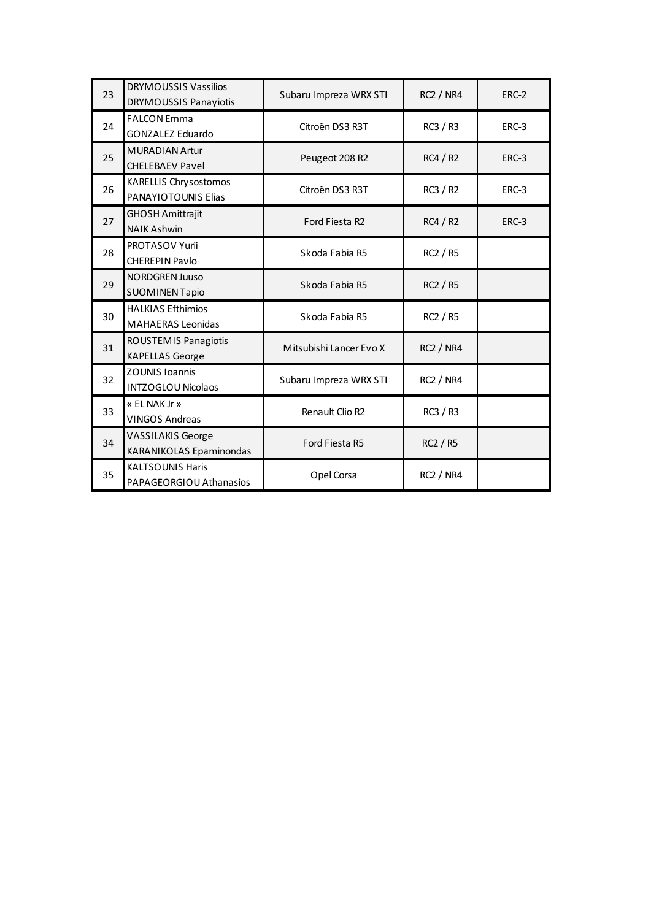| | | | | |
|---|---|---|---|---|
| 23 | DRYMOUSSIS Vassilios<br>DRYMOUSSIS Panayiotis | Subaru Impreza WRX STI | RC2 / NR4 | ERC-2 |
| 24 | FALCON Emma<br>GONZALEZ Eduardo | Citroën DS3 R3T | RC3 / R3 | ERC-3 |
| 25 | MURADIAN Artur<br>CHELEBAEV Pavel | Peugeot 208 R2 | RC4 / R2 | ERC-3 |
| 26 | KARELLIS Chrysostomos<br>PANAYIOTOUNIS Elias | Citroën DS3 R3T | RC3 / R2 | ERC-3 |
| 27 | GHOSH Amittrajit<br>NAIK Ashwin | Ford Fiesta R2 | RC4 / R2 | ERC-3 |
| 28 | PROTASOV Yurii<br>CHEREPIN Pavlo | Skoda Fabia R5 | RC2 / R5 | |
| 29 | NORDGREN Juuso<br>SUOMINEN Tapio | Skoda Fabia R5 | RC2 / R5 | |
| 30 | HALKIAS Efthimios<br>MAHAERAS Leonidas | Skoda Fabia R5 | RC2 / R5 | |
| 31 | ROUSTEMIS Panagiotis<br>KAPELLAS George | Mitsubishi Lancer Evo X | RC2 / NR4 | |
| 32 | ZOUNIS Ioannis<br>INTZOGLOU Nicolaos | Subaru Impreza WRX STI | RC2 / NR4 | |
| 33 | « EL NAK Jr »<br>VINGOS Andreas | Renault Clio R2 | RC3 / R3 | |
| 34 | VASSILAKIS George<br>KARANIKOLAS Epaminondas | Ford Fiesta R5 | RC2 / R5 | |
| 35 | KALTSOUNIS Haris<br>PAPAGEORGIOU Athanasios | Opel Corsa | RC2 / NR4 | |